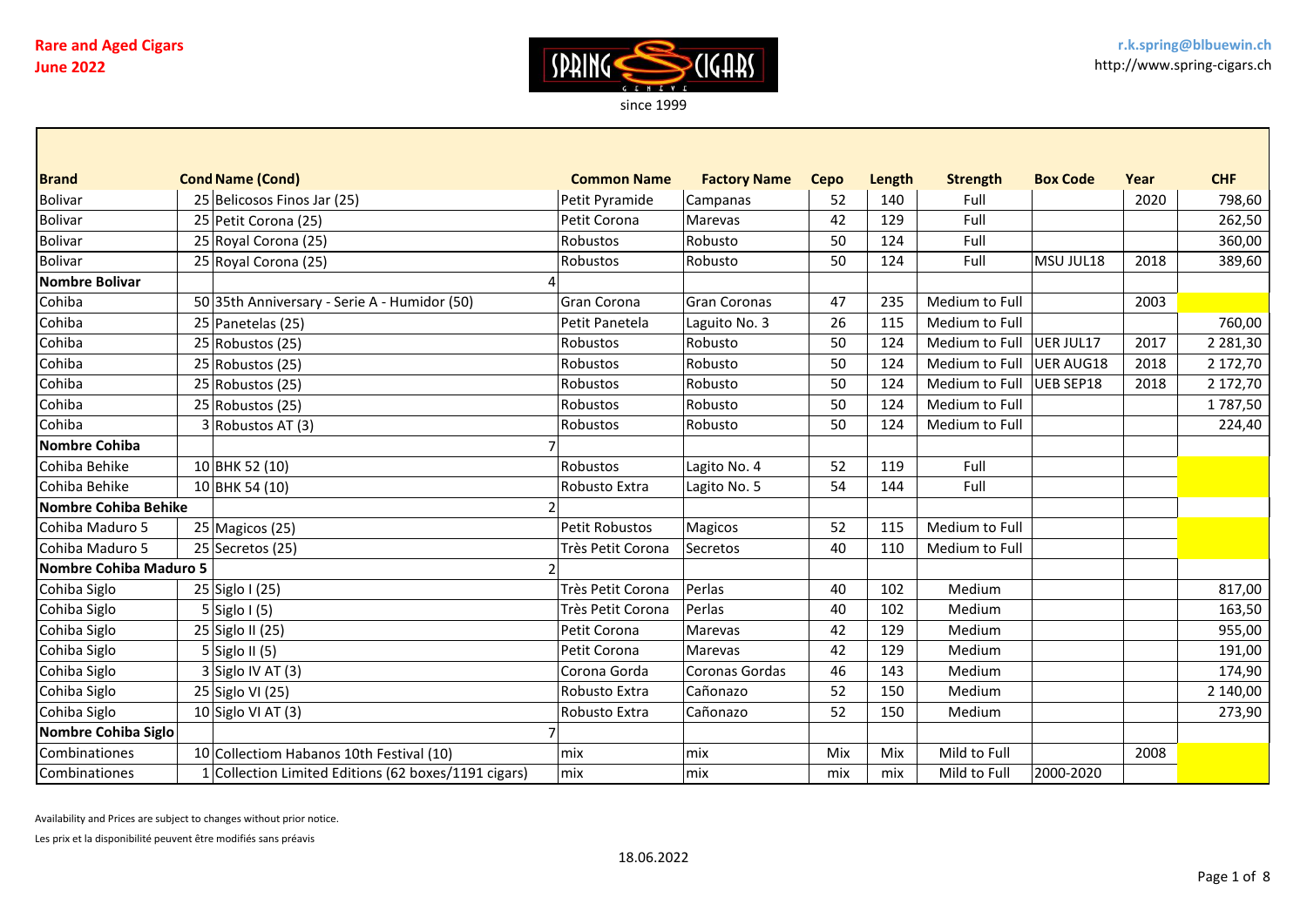**Rare and Aged Cigars**
**June 2022**

SPRING CIGARS GENEVE

since 1999

**r.k.spring@blbuewin.ch**
http://www.spring-cigars.ch

| Brand | Cond | Name (Cond) | Common Name | Factory Name | Cepo | Length | Strength | Box Code | Year | CHF |
|---|---|---|---|---|---|---|---|---|---|---|
| Bolivar | 25 | Belicosos Finos Jar (25) | Petit Pyramide | Campanas | 52 | 140 | Full | | 2020 | 798,60 |
| Bolivar | 25 | Petit Corona (25) | Petit Corona | Marevas | 42 | 129 | Full | | | 262,50 |
| Bolivar | 25 | Royal Corona (25) | Robustos | Robusto | 50 | 124 | Full | | | 360,00 |
| Bolivar | 25 | Royal Corona (25) | Robustos | Robusto | 50 | 124 | Full | MSU JUL18 | 2018 | 389,60 |
| **Nombre Bolivar** | | 4 | | | | | | | | |
| Cohiba | 50 | 35th Anniversary - Serie A - Humidor (50) | Gran Corona | Gran Coronas | 47 | 235 | Medium to Full | | 2003 | |
| Cohiba | 25 | Panetelas (25) | Petit Panetela | Laguito No. 3 | 26 | 115 | Medium to Full | | | 760,00 |
| Cohiba | 25 | Robustos (25) | Robustos | Robusto | 50 | 124 | Medium to Full | UER JUL17 | 2017 | 2 281,30 |
| Cohiba | 25 | Robustos (25) | Robustos | Robusto | 50 | 124 | Medium to Full | UER AUG18 | 2018 | 2 172,70 |
| Cohiba | 25 | Robustos (25) | Robustos | Robusto | 50 | 124 | Medium to Full | UEB SEP18 | 2018 | 2 172,70 |
| Cohiba | 25 | Robustos (25) | Robustos | Robusto | 50 | 124 | Medium to Full | | | 1 787,50 |
| Cohiba | 3 | Robustos AT (3) | Robustos | Robusto | 50 | 124 | Medium to Full | | | 224,40 |
| **Nombre Cohiba** | | 7 | | | | | | | | |
| Cohiba Behike | 10 | BHK 52 (10) | Robustos | Lagito No. 4 | 52 | 119 | Full | | | |
| Cohiba Behike | 10 | BHK 54 (10) | Robusto Extra | Lagito No. 5 | 54 | 144 | Full | | | |
| **Nombre Cohiba Behike** | | 2 | | | | | | | | |
| Cohiba Maduro 5 | 25 | Magicos (25) | Petit Robustos | Magicos | 52 | 115 | Medium to Full | | | |
| Cohiba Maduro 5 | 25 | Secretos (25) | Très Petit Corona | Secretos | 40 | 110 | Medium to Full | | | |
| **Nombre Cohiba Maduro 5** | | 2 | | | | | | | | |
| Cohiba Siglo | 25 | Siglo I (25) | Très Petit Corona | Perlas | 40 | 102 | Medium | | | 817,00 |
| Cohiba Siglo | 5 | Siglo I (5) | Très Petit Corona | Perlas | 40 | 102 | Medium | | | 163,50 |
| Cohiba Siglo | 25 | Siglo II (25) | Petit Corona | Marevas | 42 | 129 | Medium | | | 955,00 |
| Cohiba Siglo | 5 | Siglo II (5) | Petit Corona | Marevas | 42 | 129 | Medium | | | 191,00 |
| Cohiba Siglo | 3 | Siglo IV AT (3) | Corona Gorda | Coronas Gordas | 46 | 143 | Medium | | | 174,90 |
| Cohiba Siglo | 25 | Siglo VI (25) | Robusto Extra | Cañonazo | 52 | 150 | Medium | | | 2 140,00 |
| Cohiba Siglo | 10 | Siglo VI AT (3) | Robusto Extra | Cañonazo | 52 | 150 | Medium | | | 273,90 |
| **Nombre Cohiba Siglo** | | 7 | | | | | | | | |
| Combinationes | 10 | Collectiom Habanos 10th Festival (10) | mix | mix | Mix | Mix | Mild to Full | | 2008 | |
| Combinationes | 1 | Collection Limited Editions (62 boxes/1191 cigars) | mix | mix | mix | mix | Mild to Full | 2000-2020 | | |

Availability and Prices are subject to changes without prior notice.

Les prix et la disponibilité peuvent être modifiés sans préavis

18.06.2022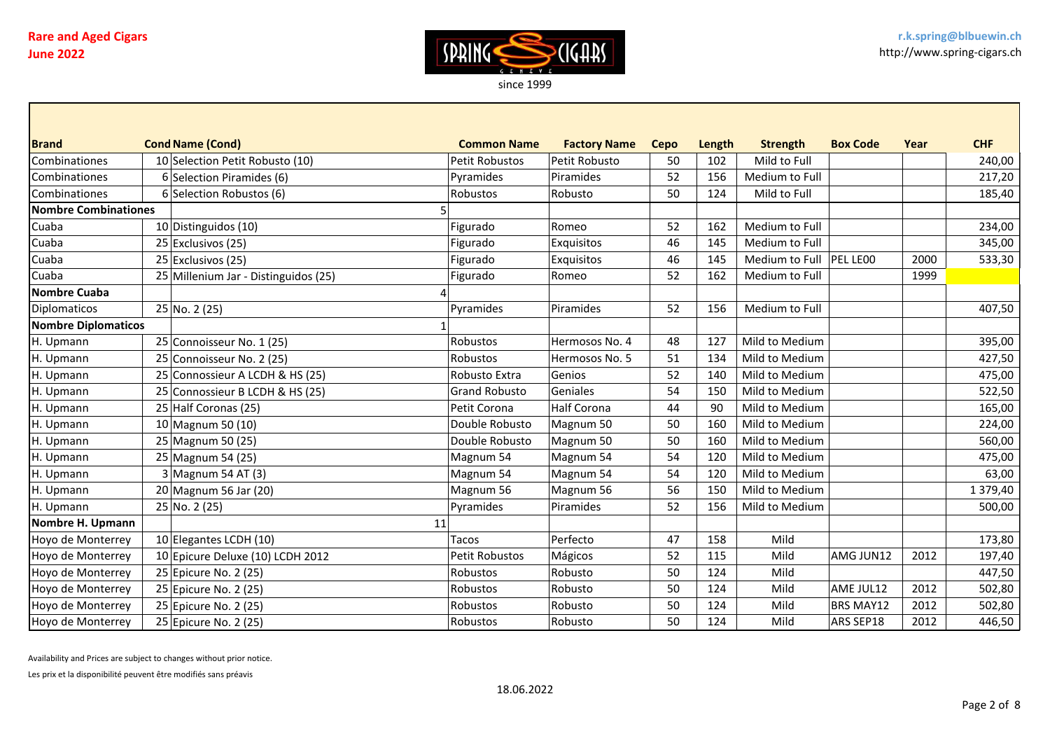**Rare and Aged Cigars**
**June 2022**

SPRING CIGARS
GENEVE
since 1999

**r.k.spring@blbuewin.ch**
http://www.spring-cigars.ch

| Brand | Cond | Name (Cond) | Common Name | Factory Name | Cepo | Length | Strength | Box Code | Year | CHF |
|---|---|---|---|---|---|---|---|---|---|---|
| Combinationes | 10 | Selection Petit Robusto (10) | Petit Robustos | Petit Robusto | 50 | 102 | Mild to Full | | | 240,00 |
| Combinationes | 6 | Selection Piramides (6) | Pyramides | Piramides | 52 | 156 | Medium to Full | | | 217,20 |
| Combinationes | 6 | Selection Robustos (6) | Robustos | Robusto | 50 | 124 | Mild to Full | | | 185,40 |
| **Nombre Combinationes** | | 5 | | | | | | | | |
| Cuaba | 10 | Distinguidos (10) | Figurado | Romeo | 52 | 162 | Medium to Full | | | 234,00 |
| Cuaba | 25 | Exclusivos (25) | Figurado | Exquisitos | 46 | 145 | Medium to Full | | | 345,00 |
| Cuaba | 25 | Exclusivos (25) | Figurado | Exquisitos | 46 | 145 | Medium to Full | PEL LE00 | 2000 | 533,30 |
| Cuaba | 25 | Millenium Jar - Distinguidos (25) | Figurado | Romeo | 52 | 162 | Medium to Full | | 1999 | |
| **Nombre Cuaba** | | 4 | | | | | | | | |
| Diplomaticos | 25 | No. 2 (25) | Pyramides | Piramides | 52 | 156 | Medium to Full | | | 407,50 |
| **Nombre Diplomaticos** | | 1 | | | | | | | | |
| H. Upmann | 25 | Connoisseur No. 1 (25) | Robustos | Hermosos No. 4 | 48 | 127 | Mild to Medium | | | 395,00 |
| H. Upmann | 25 | Connoisseur No. 2 (25) | Robustos | Hermosos No. 5 | 51 | 134 | Mild to Medium | | | 427,50 |
| H. Upmann | 25 | Connossieur A LCDH & HS (25) | Robusto Extra | Genios | 52 | 140 | Mild to Medium | | | 475,00 |
| H. Upmann | 25 | Connossieur B LCDH & HS (25) | Grand Robusto | Geniales | 54 | 150 | Mild to Medium | | | 522,50 |
| H. Upmann | 25 | Half Coronas (25) | Petit Corona | Half Corona | 44 | 90 | Mild to Medium | | | 165,00 |
| H. Upmann | 10 | Magnum 50 (10) | Double Robusto | Magnum 50 | 50 | 160 | Mild to Medium | | | 224,00 |
| H. Upmann | 25 | Magnum 50 (25) | Double Robusto | Magnum 50 | 50 | 160 | Mild to Medium | | | 560,00 |
| H. Upmann | 25 | Magnum 54 (25) | Magnum 54 | Magnum 54 | 54 | 120 | Mild to Medium | | | 475,00 |
| H. Upmann | 3 | Magnum 54 AT (3) | Magnum 54 | Magnum 54 | 54 | 120 | Mild to Medium | | | 63,00 |
| H. Upmann | 20 | Magnum 56 Jar (20) | Magnum 56 | Magnum 56 | 56 | 150 | Mild to Medium | | | 1 379,40 |
| H. Upmann | 25 | No. 2 (25) | Pyramides | Piramides | 52 | 156 | Mild to Medium | | | 500,00 |
| **Nombre H. Upmann** | | 11 | | | | | | | | |
| Hoyo de Monterrey | 10 | Elegantes LCDH (10) | Tacos | Perfecto | 47 | 158 | Mild | | | 173,80 |
| Hoyo de Monterrey | 10 | Epicure Deluxe (10) LCDH 2012 | Petit Robustos | Mágicos | 52 | 115 | Mild | AMG JUN12 | 2012 | 197,40 |
| Hoyo de Monterrey | 25 | Epicure No. 2 (25) | Robustos | Robusto | 50 | 124 | Mild | | | 447,50 |
| Hoyo de Monterrey | 25 | Epicure No. 2 (25) | Robustos | Robusto | 50 | 124 | Mild | AME JUL12 | 2012 | 502,80 |
| Hoyo de Monterrey | 25 | Epicure No. 2 (25) | Robustos | Robusto | 50 | 124 | Mild | BRS MAY12 | 2012 | 502,80 |
| Hoyo de Monterrey | 25 | Epicure No. 2 (25) | Robustos | Robusto | 50 | 124 | Mild | ARS SEP18 | 2012 | 446,50 |

Availability and Prices are subject to changes without prior notice.

Les prix et la disponibilité peuvent être modifiés sans préavis

18.06.2022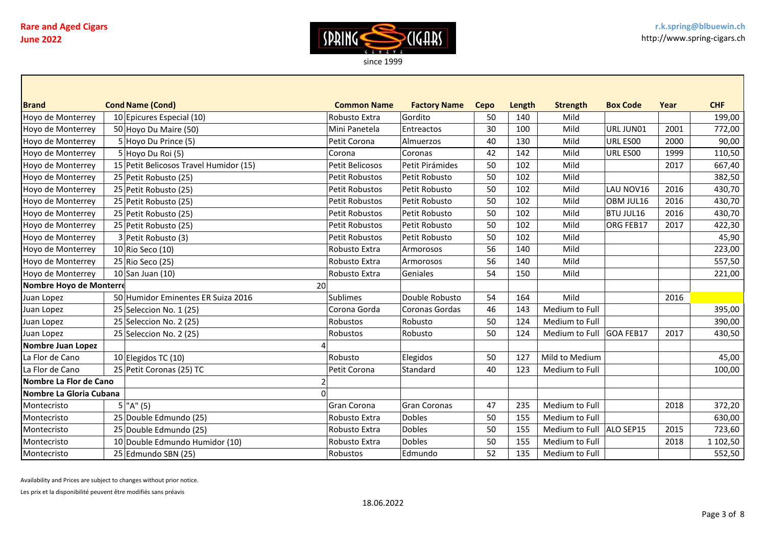**Rare and Aged Cigars**
**June 2022**

since 1999

**r.k.spring@blbuewin.ch**
http://www.spring-cigars.ch

| Brand | Cond | Name (Cond) | Common Name | Factory Name | Cepo | Length | Strength | Box Code | Year | CHF |
|---|---|---|---|---|---|---|---|---|---|---|
| Hoyo de Monterrey | 10 | Epicures Especial (10) | Robusto Extra | Gordito | 50 | 140 | Mild | | | 199,00 |
| Hoyo de Monterrey | 50 | Hoyo Du Maire (50) | Mini Panetela | Entreactos | 30 | 100 | Mild | URL JUN01 | 2001 | 772,00 |
| Hoyo de Monterrey | 5 | Hoyo Du Prince (5) | Petit Corona | Almuerzos | 40 | 130 | Mild | URL ES00 | 2000 | 90,00 |
| Hoyo de Monterrey | 5 | Hoyo Du Roi (5) | Corona | Coronas | 42 | 142 | Mild | URL ES00 | 1999 | 110,50 |
| Hoyo de Monterrey | 15 | Petit Belicosos Travel Humidor (15) | Petit Belicosos | Petit Pirámides | 50 | 102 | Mild | | 2017 | 667,40 |
| Hoyo de Monterrey | 25 | Petit Robusto (25) | Petit Robustos | Petit Robusto | 50 | 102 | Mild | | | 382,50 |
| Hoyo de Monterrey | 25 | Petit Robusto (25) | Petit Robustos | Petit Robusto | 50 | 102 | Mild | LAU NOV16 | 2016 | 430,70 |
| Hoyo de Monterrey | 25 | Petit Robusto (25) | Petit Robustos | Petit Robusto | 50 | 102 | Mild | OBM JUL16 | 2016 | 430,70 |
| Hoyo de Monterrey | 25 | Petit Robusto (25) | Petit Robustos | Petit Robusto | 50 | 102 | Mild | BTU JUL16 | 2016 | 430,70 |
| Hoyo de Monterrey | 25 | Petit Robusto (25) | Petit Robustos | Petit Robusto | 50 | 102 | Mild | ORG FEB17 | 2017 | 422,30 |
| Hoyo de Monterrey | 3 | Petit Robusto (3) | Petit Robustos | Petit Robusto | 50 | 102 | Mild | | | 45,90 |
| Hoyo de Monterrey | 10 | Rio Seco (10) | Robusto Extra | Armorosos | 56 | 140 | Mild | | | 223,00 |
| Hoyo de Monterrey | 25 | Rio Seco (25) | Robusto Extra | Armorosos | 56 | 140 | Mild | | | 557,50 |
| Hoyo de Monterrey | 10 | San Juan (10) | Robusto Extra | Geniales | 54 | 150 | Mild | | | 221,00 |
| **Nombre Hoyo de Monterre** | | 20 | | | | | | | | |
| Juan Lopez | 50 | Humidor Eminentes ER Suiza 2016 | Sublimes | Double Robusto | 54 | 164 | Mild | | 2016 | |
| Juan Lopez | 25 | Seleccion No. 1 (25) | Corona Gorda | Coronas Gordas | 46 | 143 | Medium to Full | | | 395,00 |
| Juan Lopez | 25 | Seleccion No. 2 (25) | Robustos | Robusto | 50 | 124 | Medium to Full | | | 390,00 |
| Juan Lopez | 25 | Seleccion No. 2 (25) | Robustos | Robusto | 50 | 124 | Medium to Full | GOA FEB17 | 2017 | 430,50 |
| **Nombre Juan Lopez** | | 4 | | | | | | | | |
| La Flor de Cano | 10 | Elegidos TC (10) | Robusto | Elegidos | 50 | 127 | Mild to Medium | | | 45,00 |
| La Flor de Cano | 25 | Petit Coronas (25) TC | Petit Corona | Standard | 40 | 123 | Medium to Full | | | 100,00 |
| **Nombre La Flor de Cano** | | 2 | | | | | | | | |
| **Nombre La Gloria Cubana** | | 0 | | | | | | | | |
| Montecristo | 5 | "A" (5) | Gran Corona | Gran Coronas | 47 | 235 | Medium to Full | | 2018 | 372,20 |
| Montecristo | 25 | Double Edmundo (25) | Robusto Extra | Dobles | 50 | 155 | Medium to Full | | | 630,00 |
| Montecristo | 25 | Double Edmundo (25) | Robusto Extra | Dobles | 50 | 155 | Medium to Full | ALO SEP15 | 2015 | 723,60 |
| Montecristo | 10 | Double Edmundo Humidor (10) | Robusto Extra | Dobles | 50 | 155 | Medium to Full | | 2018 | 1 102,50 |
| Montecristo | 25 | Edmundo SBN (25) | Robustos | Edmundo | 52 | 135 | Medium to Full | | | 552,50 |

Availability and Prices are subject to changes without prior notice.

Les prix et la disponibilité peuvent être modifiés sans préavis

18.06.2022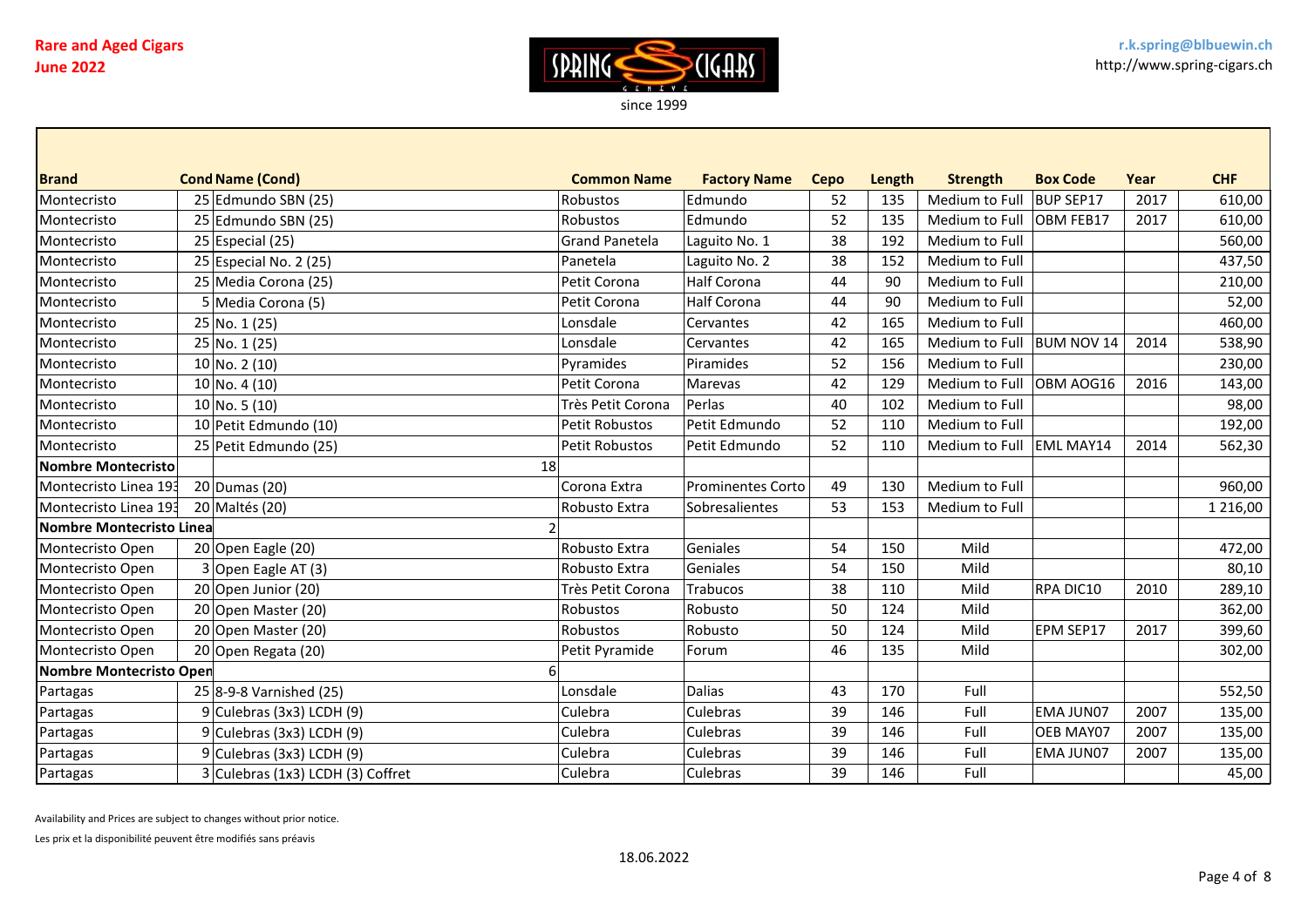**Rare and Aged Cigars**
**June 2022**

SPRING CIGARS GENEVE
since 1999

**r.k.spring@blbuewin.ch**
http://www.spring-cigars.ch

| Brand | Cond | Name (Cond) | Common Name | Factory Name | Cepo | Length | Strength | Box Code | Year | CHF |
|---|---|---|---|---|---|---|---|---|---|---|
| Montecristo | 25 | Edmundo SBN (25) | Robustos | Edmundo | 52 | 135 | Medium to Full | BUP SEP17 | 2017 | 610,00 |
| Montecristo | 25 | Edmundo SBN (25) | Robustos | Edmundo | 52 | 135 | Medium to Full | OBM FEB17 | 2017 | 610,00 |
| Montecristo | 25 | Especial (25) | Grand Panetela | Laguito No. 1 | 38 | 192 | Medium to Full | | | 560,00 |
| Montecristo | 25 | Especial No. 2 (25) | Panetela | Laguito No. 2 | 38 | 152 | Medium to Full | | | 437,50 |
| Montecristo | 25 | Media Corona (25) | Petit Corona | Half Corona | 44 | 90 | Medium to Full | | | 210,00 |
| Montecristo | 5 | Media Corona (5) | Petit Corona | Half Corona | 44 | 90 | Medium to Full | | | 52,00 |
| Montecristo | 25 | No. 1 (25) | Lonsdale | Cervantes | 42 | 165 | Medium to Full | | | 460,00 |
| Montecristo | 25 | No. 1 (25) | Lonsdale | Cervantes | 42 | 165 | Medium to Full | BUM NOV 14 | 2014 | 538,90 |
| Montecristo | 10 | No. 2 (10) | Pyramides | Piramides | 52 | 156 | Medium to Full | | | 230,00 |
| Montecristo | 10 | No. 4 (10) | Petit Corona | Marevas | 42 | 129 | Medium to Full | OBM AOG16 | 2016 | 143,00 |
| Montecristo | 10 | No. 5 (10) | Très Petit Corona | Perlas | 40 | 102 | Medium to Full | | | 98,00 |
| Montecristo | 10 | Petit Edmundo (10) | Petit Robustos | Petit Edmundo | 52 | 110 | Medium to Full | | | 192,00 |
| Montecristo | 25 | Petit Edmundo (25) | Petit Robustos | Petit Edmundo | 52 | 110 | Medium to Full | EML MAY14 | 2014 | 562,30 |
| **Nombre Montecristo** | | 18 | | | | | | | | |
| Montecristo Linea 193 | 20 | Dumas (20) | Corona Extra | Prominentes Corto | 49 | 130 | Medium to Full | | | 960,00 |
| Montecristo Linea 193 | 20 | Maltés (20) | Robusto Extra | Sobresalientes | 53 | 153 | Medium to Full | | | 1 216,00 |
| **Nombre Montecristo Linea** | | 2 | | | | | | | | |
| Montecristo Open | 20 | Open Eagle (20) | Robusto Extra | Geniales | 54 | 150 | Mild | | | 472,00 |
| Montecristo Open | 3 | Open Eagle AT (3) | Robusto Extra | Geniales | 54 | 150 | Mild | | | 80,10 |
| Montecristo Open | 20 | Open Junior (20) | Très Petit Corona | Trabucos | 38 | 110 | Mild | RPA DIC10 | 2010 | 289,10 |
| Montecristo Open | 20 | Open Master (20) | Robustos | Robusto | 50 | 124 | Mild | | | 362,00 |
| Montecristo Open | 20 | Open Master (20) | Robustos | Robusto | 50 | 124 | Mild | EPM SEP17 | 2017 | 399,60 |
| Montecristo Open | 20 | Open Regata (20) | Petit Pyramide | Forum | 46 | 135 | Mild | | | 302,00 |
| **Nombre Montecristo Open** | | 6 | | | | | | | | |
| Partagas | 25 | 8-9-8 Varnished (25) | Lonsdale | Dalias | 43 | 170 | Full | | | 552,50 |
| Partagas | 9 | Culebras (3x3) LCDH (9) | Culebra | Culebras | 39 | 146 | Full | EMA JUN07 | 2007 | 135,00 |
| Partagas | 9 | Culebras (3x3) LCDH (9) | Culebra | Culebras | 39 | 146 | Full | OEB MAY07 | 2007 | 135,00 |
| Partagas | 9 | Culebras (3x3) LCDH (9) | Culebra | Culebras | 39 | 146 | Full | EMA JUN07 | 2007 | 135,00 |
| Partagas | 3 | Culebras (1x3) LCDH (3) Coffret | Culebra | Culebras | 39 | 146 | Full | | | 45,00 |

Availability and Prices are subject to changes without prior notice.

Les prix et la disponibilité peuvent être modifiés sans préavis

18.06.2022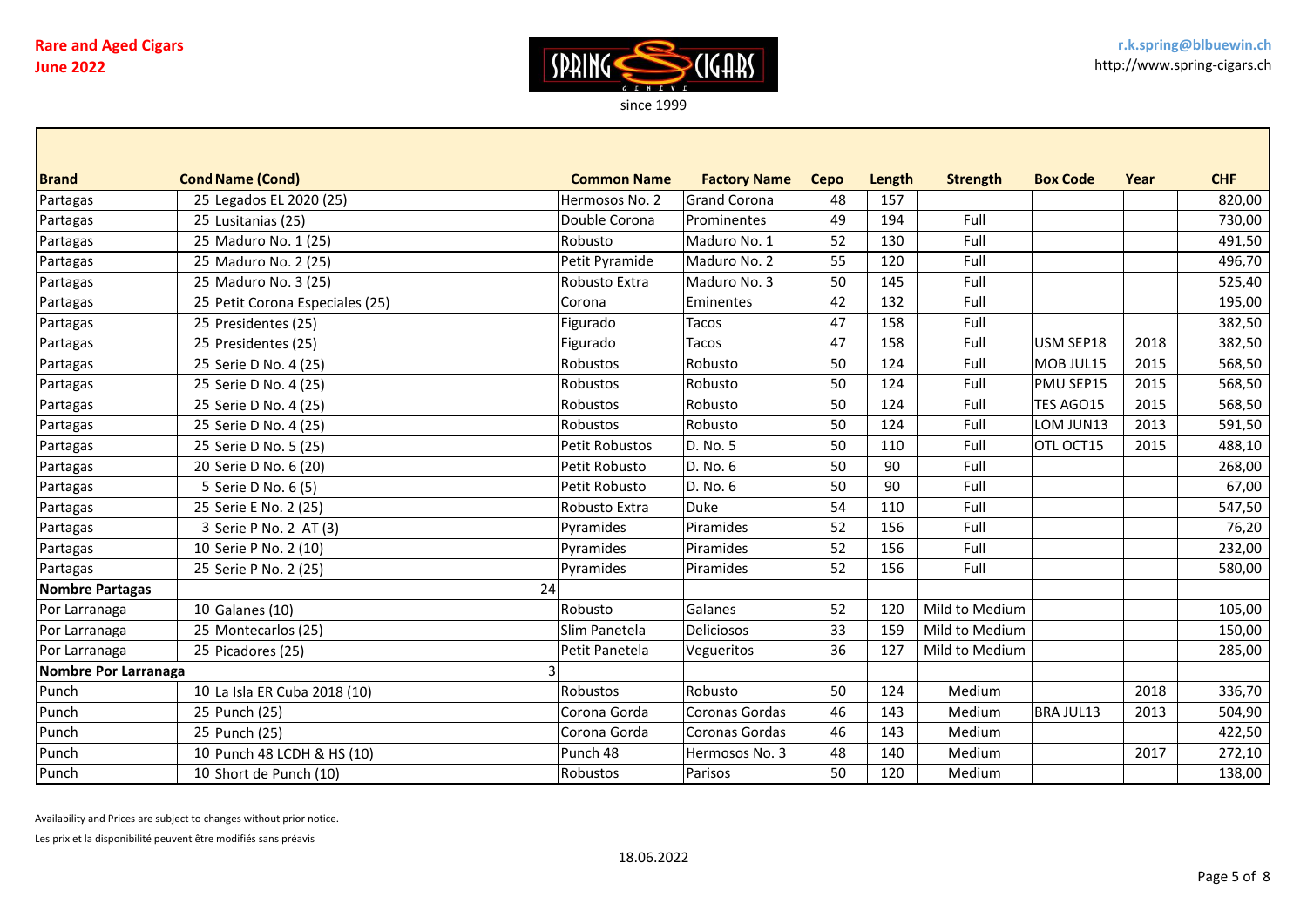Rare and Aged Cigars
June 2022

since 1999

r.k.spring@blbuewin.ch
http://www.spring-cigars.ch

| Brand | Cond | Name (Cond) | Common Name | Factory Name | Cepo | Length | Strength | Box Code | Year | CHF |
|---|---|---|---|---|---|---|---|---|---|---|
| Partagas | 25 | Legados EL 2020 (25) | Hermosos No. 2 | Grand Corona | 48 | 157 | | | | 820,00 |
| Partagas | 25 | Lusitanias (25) | Double Corona | Prominentes | 49 | 194 | Full | | | 730,00 |
| Partagas | 25 | Maduro No. 1 (25) | Robusto | Maduro No. 1 | 52 | 130 | Full | | | 491,50 |
| Partagas | 25 | Maduro No. 2 (25) | Petit Pyramide | Maduro No. 2 | 55 | 120 | Full | | | 496,70 |
| Partagas | 25 | Maduro No. 3 (25) | Robusto Extra | Maduro No. 3 | 50 | 145 | Full | | | 525,40 |
| Partagas | 25 | Petit Corona Especiales (25) | Corona | Eminentes | 42 | 132 | Full | | | 195,00 |
| Partagas | 25 | Presidentes (25) | Figurado | Tacos | 47 | 158 | Full | | | 382,50 |
| Partagas | 25 | Presidentes (25) | Figurado | Tacos | 47 | 158 | Full | USM SEP18 | 2018 | 382,50 |
| Partagas | 25 | Serie D No. 4 (25) | Robustos | Robusto | 50 | 124 | Full | MOB JUL15 | 2015 | 568,50 |
| Partagas | 25 | Serie D No. 4 (25) | Robustos | Robusto | 50 | 124 | Full | PMU SEP15 | 2015 | 568,50 |
| Partagas | 25 | Serie D No. 4 (25) | Robustos | Robusto | 50 | 124 | Full | TES AGO15 | 2015 | 568,50 |
| Partagas | 25 | Serie D No. 4 (25) | Robustos | Robusto | 50 | 124 | Full | LOM JUN13 | 2013 | 591,50 |
| Partagas | 25 | Serie D No. 5 (25) | Petit Robustos | D. No. 5 | 50 | 110 | Full | OTL OCT15 | 2015 | 488,10 |
| Partagas | 20 | Serie D No. 6 (20) | Petit Robusto | D. No. 6 | 50 | 90 | Full | | | 268,00 |
| Partagas | 5 | Serie D No. 6 (5) | Petit Robusto | D. No. 6 | 50 | 90 | Full | | | 67,00 |
| Partagas | 25 | Serie E No. 2 (25) | Robusto Extra | Duke | 54 | 110 | Full | | | 547,50 |
| Partagas | 3 | Serie P No. 2 AT (3) | Pyramides | Piramides | 52 | 156 | Full | | | 76,20 |
| Partagas | 10 | Serie P No. 2 (10) | Pyramides | Piramides | 52 | 156 | Full | | | 232,00 |
| Partagas | 25 | Serie P No. 2 (25) | Pyramides | Piramides | 52 | 156 | Full | | | 580,00 |
| **Nombre Partagas** | | 24 | | | | | | | | |
| Por Larranaga | 10 | Galanes (10) | Robusto | Galanes | 52 | 120 | Mild to Medium | | | 105,00 |
| Por Larranaga | 25 | Montecarlos (25) | Slim Panetela | Deliciosos | 33 | 159 | Mild to Medium | | | 150,00 |
| Por Larranaga | 25 | Picadores (25) | Petit Panetela | Vegueritos | 36 | 127 | Mild to Medium | | | 285,00 |
| **Nombre Por Larranaga** | | 3 | | | | | | | | |
| Punch | 10 | La Isla ER Cuba 2018 (10) | Robustos | Robusto | 50 | 124 | Medium | | 2018 | 336,70 |
| Punch | 25 | Punch (25) | Corona Gorda | Coronas Gordas | 46 | 143 | Medium | BRA JUL13 | 2013 | 504,90 |
| Punch | 25 | Punch (25) | Corona Gorda | Coronas Gordas | 46 | 143 | Medium | | | 422,50 |
| Punch | 10 | Punch 48 LCDH & HS (10) | Punch 48 | Hermosos No. 3 | 48 | 140 | Medium | | 2017 | 272,10 |
| Punch | 10 | Short de Punch (10) | Robustos | Parisos | 50 | 120 | Medium | | | 138,00 |

Availability and Prices are subject to changes without prior notice.

Les prix et la disponibilité peuvent être modifiés sans préavis

18.06.2022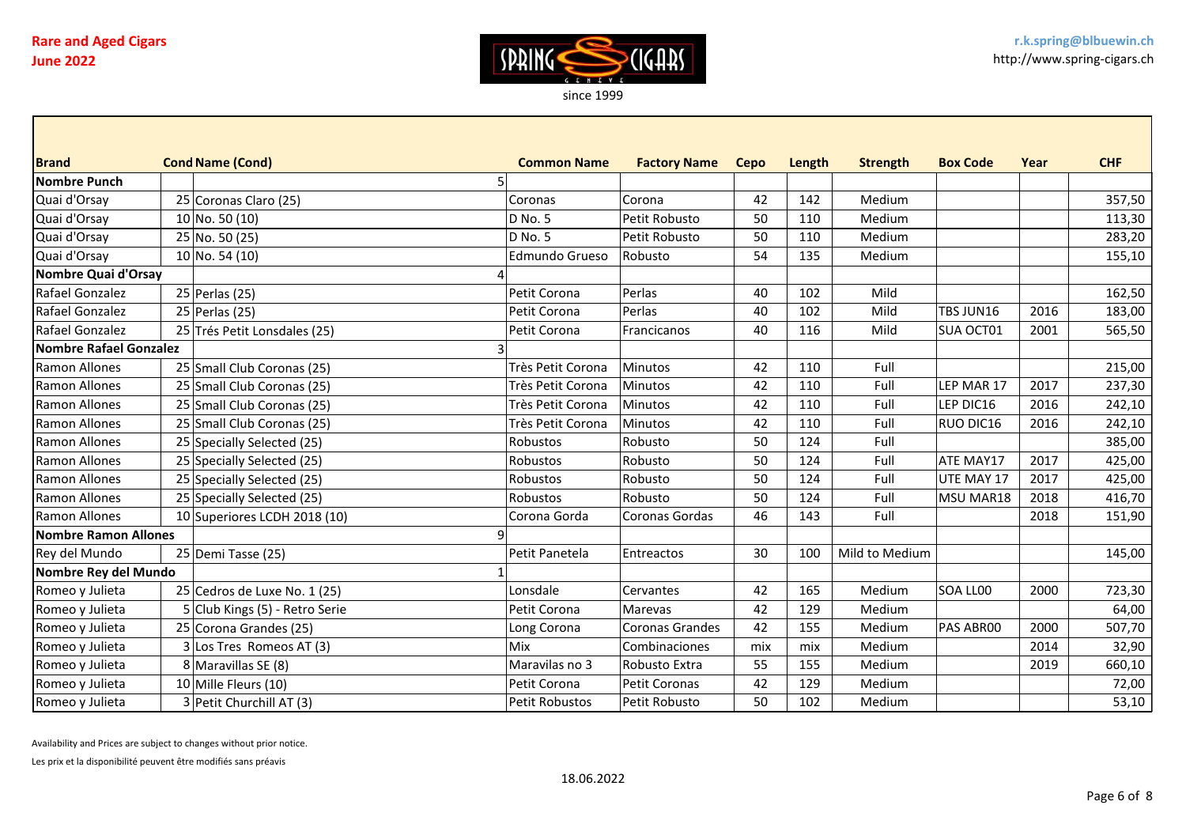**Rare and Aged Cigars**
**June 2022**

since 1999

**r.k.spring@blbuewin.ch**
http://www.spring-cigars.ch

| Brand | Cond | Name (Cond) | Common Name | Factory Name | Cepo | Length | Strength | Box Code | Year | CHF |
|---|---|---|---|---|---|---|---|---|---|---|
| **Nombre Punch** | | 5 | | | | | | | | |
| Quai d'Orsay | 25 | Coronas Claro (25) | Coronas | Corona | 42 | 142 | Medium | | | 357,50 |
| Quai d'Orsay | 10 | No. 50 (10) | D No. 5 | Petit Robusto | 50 | 110 | Medium | | | 113,30 |
| Quai d'Orsay | 25 | No. 50 (25) | D No. 5 | Petit Robusto | 50 | 110 | Medium | | | 283,20 |
| Quai d'Orsay | 10 | No. 54 (10) | Edmundo Grueso | Robusto | 54 | 135 | Medium | | | 155,10 |
| **Nombre Quai d'Orsay** | | 4 | | | | | | | | |
| Rafael Gonzalez | 25 | Perlas (25) | Petit Corona | Perlas | 40 | 102 | Mild | | | 162,50 |
| Rafael Gonzalez | 25 | Perlas (25) | Petit Corona | Perlas | 40 | 102 | Mild | TBS JUN16 | 2016 | 183,00 |
| Rafael Gonzalez | 25 | Trés Petit Lonsdales (25) | Petit Corona | Francicanos | 40 | 116 | Mild | SUA OCT01 | 2001 | 565,50 |
| **Nombre Rafael Gonzalez** | | 3 | | | | | | | | |
| Ramon Allones | 25 | Small Club Coronas (25) | Très Petit Corona | Minutos | 42 | 110 | Full | | | 215,00 |
| Ramon Allones | 25 | Small Club Coronas (25) | Très Petit Corona | Minutos | 42 | 110 | Full | LEP MAR 17 | 2017 | 237,30 |
| Ramon Allones | 25 | Small Club Coronas (25) | Très Petit Corona | Minutos | 42 | 110 | Full | LEP DIC16 | 2016 | 242,10 |
| Ramon Allones | 25 | Small Club Coronas (25) | Très Petit Corona | Minutos | 42 | 110 | Full | RUO DIC16 | 2016 | 242,10 |
| Ramon Allones | 25 | Specially Selected (25) | Robustos | Robusto | 50 | 124 | Full | | | 385,00 |
| Ramon Allones | 25 | Specially Selected (25) | Robustos | Robusto | 50 | 124 | Full | ATE MAY17 | 2017 | 425,00 |
| Ramon Allones | 25 | Specially Selected (25) | Robustos | Robusto | 50 | 124 | Full | UTE MAY 17 | 2017 | 425,00 |
| Ramon Allones | 25 | Specially Selected (25) | Robustos | Robusto | 50 | 124 | Full | MSU MAR18 | 2018 | 416,70 |
| Ramon Allones | 10 | Superiores LCDH 2018 (10) | Corona Gorda | Coronas Gordas | 46 | 143 | Full | | 2018 | 151,90 |
| **Nombre Ramon Allones** | | 9 | | | | | | | | |
| Rey del Mundo | 25 | Demi Tasse (25) | Petit Panetela | Entreactos | 30 | 100 | Mild to Medium | | | 145,00 |
| **Nombre Rey del Mundo** | | 1 | | | | | | | | |
| Romeo y Julieta | 25 | Cedros de Luxe No. 1 (25) | Lonsdale | Cervantes | 42 | 165 | Medium | SOA LL00 | 2000 | 723,30 |
| Romeo y Julieta | 5 | Club Kings (5) - Retro Serie | Petit Corona | Marevas | 42 | 129 | Medium | | | 64,00 |
| Romeo y Julieta | 25 | Corona Grandes (25) | Long Corona | Coronas Grandes | 42 | 155 | Medium | PAS ABR00 | 2000 | 507,70 |
| Romeo y Julieta | 3 | Los Tres Romeos AT (3) | Mix | Combinaciones | mix | mix | Medium | | 2014 | 32,90 |
| Romeo y Julieta | 8 | Maravillas SE (8) | Maravilas no 3 | Robusto Extra | 55 | 155 | Medium | | 2019 | 660,10 |
| Romeo y Julieta | 10 | Mille Fleurs (10) | Petit Corona | Petit Coronas | 42 | 129 | Medium | | | 72,00 |
| Romeo y Julieta | 3 | Petit Churchill AT (3) | Petit Robustos | Petit Robusto | 50 | 102 | Medium | | | 53,10 |

Availability and Prices are subject to changes without prior notice.

Les prix et la disponibilité peuvent être modifiés sans préavis

18.06.2022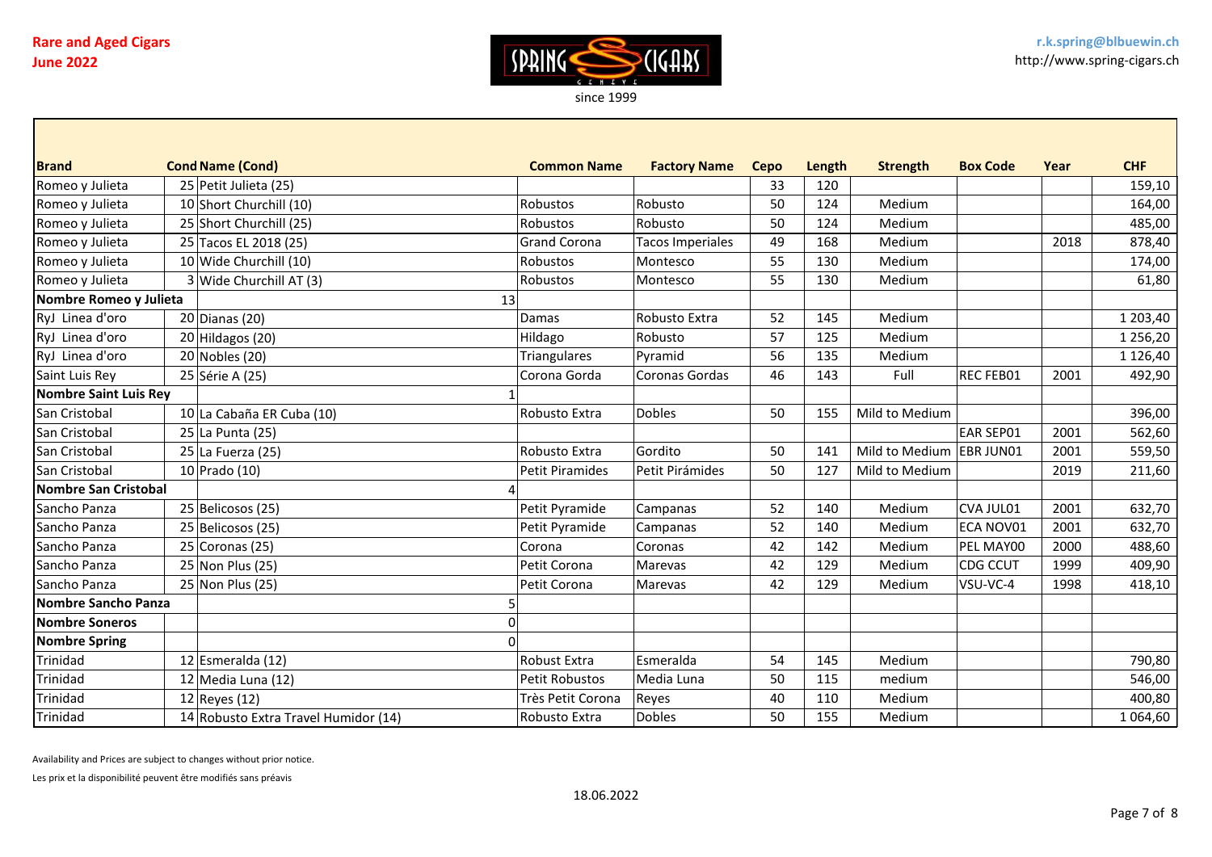**Rare and Aged Cigars**
**June 2022**

SPRING CIGARS
GENEVE
since 1999

**r.k.spring@blbuewin.ch**
http://www.spring-cigars.ch

| Brand | Cond | Name (Cond) | Common Name | Factory Name | Cepo | Length | Strength | Box Code | Year | CHF |
|---|---|---|---|---|---|---|---|---|---|---|
| Romeo y Julieta | 25 | Petit Julieta (25) | | | 33 | 120 | | | | 159,10 |
| Romeo y Julieta | 10 | Short Churchill (10) | Robustos | Robusto | 50 | 124 | Medium | | | 164,00 |
| Romeo y Julieta | 25 | Short Churchill (25) | Robustos | Robusto | 50 | 124 | Medium | | | 485,00 |
| Romeo y Julieta | 25 | Tacos EL 2018 (25) | Grand Corona | Tacos Imperiales | 49 | 168 | Medium | | 2018 | 878,40 |
| Romeo y Julieta | 10 | Wide Churchill (10) | Robustos | Montesco | 55 | 130 | Medium | | | 174,00 |
| Romeo y Julieta | 3 | Wide Churchill AT (3) | Robustos | Montesco | 55 | 130 | Medium | | | 61,80 |
| **Nombre Romeo y Julieta** | | 13 | | | | | | | | |
| RyJ Linea d'oro | 20 | Dianas (20) | Damas | Robusto Extra | 52 | 145 | Medium | | | 1 203,40 |
| RyJ Linea d'oro | 20 | Hildagos (20) | Hildago | Robusto | 57 | 125 | Medium | | | 1 256,20 |
| RyJ Linea d'oro | 20 | Nobles (20) | Triangulares | Pyramid | 56 | 135 | Medium | | | 1 126,40 |
| Saint Luis Rey | 25 | Série A (25) | Corona Gorda | Coronas Gordas | 46 | 143 | Full | REC FEB01 | 2001 | 492,90 |
| **Nombre Saint Luis Rey** | | 1 | | | | | | | | |
| San Cristobal | 10 | La Cabaña ER Cuba (10) | Robusto Extra | Dobles | 50 | 155 | Mild to Medium | | | 396,00 |
| San Cristobal | 25 | La Punta (25) | | | | | | EAR SEP01 | 2001 | 562,60 |
| San Cristobal | 25 | La Fuerza (25) | Robusto Extra | Gordito | 50 | 141 | Mild to Medium | EBR JUN01 | 2001 | 559,50 |
| San Cristobal | 10 | Prado (10) | Petit Piramides | Petit Pirámides | 50 | 127 | Mild to Medium | | 2019 | 211,60 |
| **Nombre San Cristobal** | | 4 | | | | | | | | |
| Sancho Panza | 25 | Belicosos (25) | Petit Pyramide | Campanas | 52 | 140 | Medium | CVA JUL01 | 2001 | 632,70 |
| Sancho Panza | 25 | Belicosos (25) | Petit Pyramide | Campanas | 52 | 140 | Medium | ECA NOV01 | 2001 | 632,70 |
| Sancho Panza | 25 | Coronas (25) | Corona | Coronas | 42 | 142 | Medium | PEL MAY00 | 2000 | 488,60 |
| Sancho Panza | 25 | Non Plus (25) | Petit Corona | Marevas | 42 | 129 | Medium | CDG CCUT | 1999 | 409,90 |
| Sancho Panza | 25 | Non Plus (25) | Petit Corona | Marevas | 42 | 129 | Medium | VSU-VC-4 | 1998 | 418,10 |
| **Nombre Sancho Panza** | | 5 | | | | | | | | |
| **Nombre Soneros** | | 0 | | | | | | | | |
| **Nombre Spring** | | 0 | | | | | | | | |
| Trinidad | 12 | Esmeralda (12) | Robust Extra | Esmeralda | 54 | 145 | Medium | | | 790,80 |
| Trinidad | 12 | Media Luna (12) | Petit Robustos | Media Luna | 50 | 115 | medium | | | 546,00 |
| Trinidad | 12 | Reyes (12) | Très Petit Corona | Reyes | 40 | 110 | Medium | | | 400,80 |
| Trinidad | 14 | Robusto Extra Travel Humidor (14) | Robusto Extra | Dobles | 50 | 155 | Medium | | | 1 064,60 |

Availability and Prices are subject to changes without prior notice.

Les prix et la disponibilité peuvent être modifiés sans préavis

18.06.2022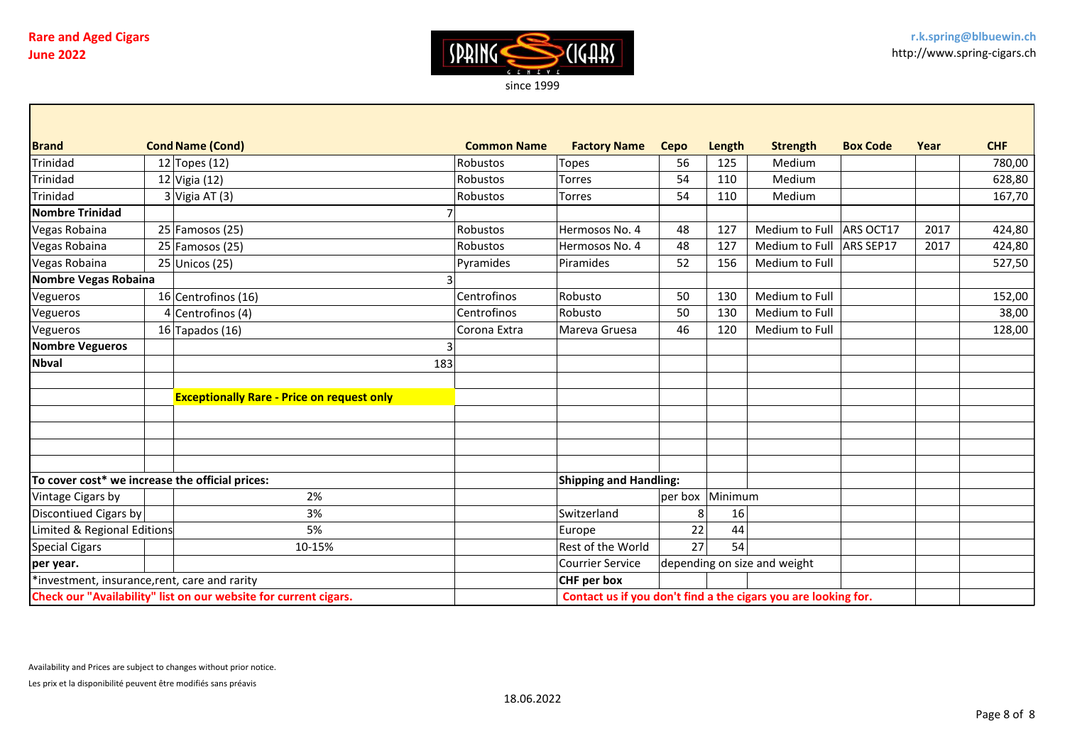**Rare and Aged Cigars**
**June 2022**

SPRING CIGARS GENEVE
since 1999

**r.k.spring@blbuewin.ch**
http://www.spring-cigars.ch

| Brand | Cond | Name (Cond) | Common Name | Factory Name | Cepo | Length | Strength | Box Code | Year | CHF |
|---|---|---|---|---|---|---|---|---|---|---|
| Trinidad | 12 | Topes (12) | Robustos | Topes | 56 | 125 | Medium | | | 780,00 |
| Trinidad | 12 | Vigia (12) | Robustos | Torres | 54 | 110 | Medium | | | 628,80 |
| Trinidad | 3 | Vigia AT (3) | Robustos | Torres | 54 | 110 | Medium | | | 167,70 |
| **Nombre Trinidad** | | 7 | | | | | | | | |
| Vegas Robaina | 25 | Famosos (25) | Robustos | Hermosos No. 4 | 48 | 127 | Medium to Full | ARS OCT17 | 2017 | 424,80 |
| Vegas Robaina | 25 | Famosos (25) | Robustos | Hermosos No. 4 | 48 | 127 | Medium to Full | ARS SEP17 | 2017 | 424,80 |
| Vegas Robaina | 25 | Unicos (25) | Pyramides | Piramides | 52 | 156 | Medium to Full | | | 527,50 |
| **Nombre Vegas Robaina** | | 3 | | | | | | | | |
| Vegueros | 16 | Centrofinos (16) | Centrofinos | Robusto | 50 | 130 | Medium to Full | | | 152,00 |
| Vegueros | 4 | Centrofinos (4) | Centrofinos | Robusto | 50 | 130 | Medium to Full | | | 38,00 |
| Vegueros | 16 | Tapados (16) | Corona Extra | Mareva Gruesa | 46 | 120 | Medium to Full | | | 128,00 |
| **Nombre Vegueros** | | 3 | | | | | | | | |
| **Nbval** | | 183 | | | | | | | | |
| | | **Exceptionally Rare - Price on request only** | | | | | | | | |

| **To cover cost* we increase the official prices:** | | **Shipping and Handling:** | | |
|---|---|---|---|---|
| | | | per box | Minimum |
| Vintage Cigars by | 2% | | | |
| Discontiued Cigars by | 3% | Switzerland | 8 | 16 |
| Limited & Regional Editions | 5% | Europe | 22 | 44 |
| Special Cigars | 10-15% | Rest of the World | 27 | 54 |
| **per year.** | | Courrier Service | depending on size and weight | |
| *investment, insurance,rent, care and rarity | | **CHF per box** | | |

**Check our "Availability" list on our website for current cigars.**

**Contact us if you don't find a the cigars you are looking for.**

Availability and Prices are subject to changes without prior notice.

Les prix et la disponibilité peuvent être modifiés sans préavis

18.06.2022